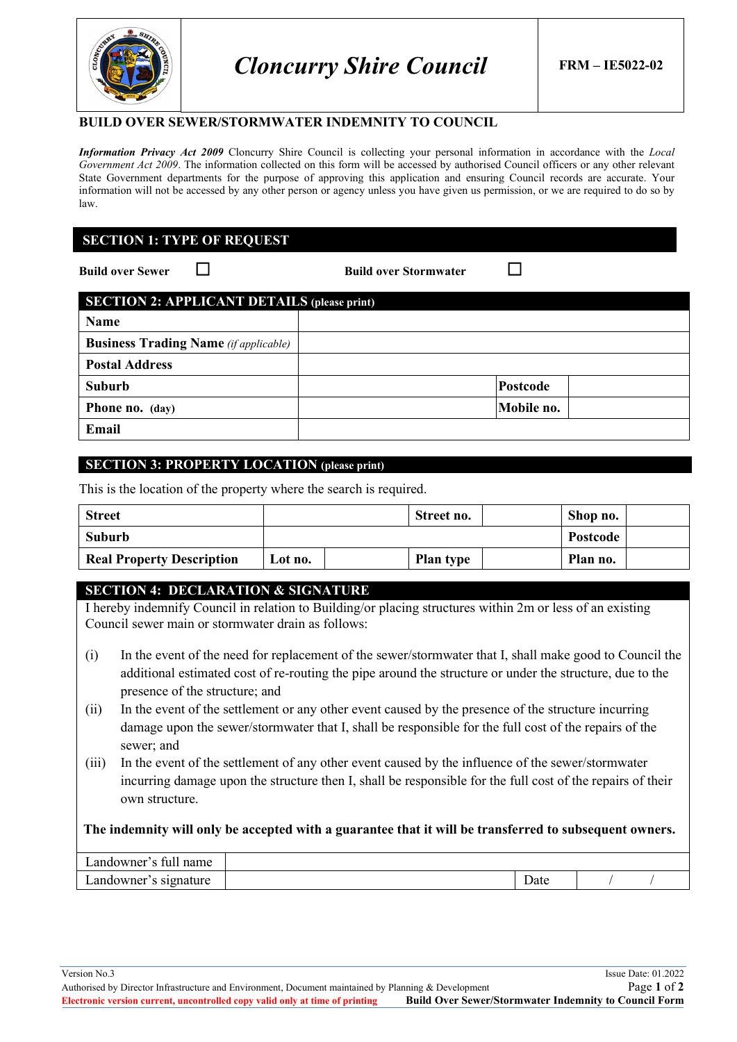# Cloncurry Shire Council

**FRM – IE5022-02**

## BUILD OVER SEWER/STORMWATER INDEMNITY TO COUNCIL

***Information Privacy Act 2009*** Cloncurry Shire Council is collecting your personal information in accordance with the *Local Government Act 2009*. The information collected on this form will be accessed by authorised Council officers or any other relevant State Government departments for the purpose of approving this application and ensuring Council records are accurate. Your information will not be accessed by any other person or agency unless you have given us permission, or we are required to do so by law.

## SECTION 1: TYPE OF REQUEST

**Build over Sewer** ☐ **Build over Stormwater** ☐

## SECTION 2: APPLICANT DETAILS (please print)

| | | | |
|---|---|---|---|
| **Name** | | | |
| **Business Trading Name** *(if applicable)* | | | |
| **Postal Address** | | | |
| **Suburb** | | **Postcode** | |
| **Phone no. (day)** | | **Mobile no.** | |
| **Email** | | | |

## SECTION 3: PROPERTY LOCATION (please print)

This is the location of the property where the search is required.

| | | | | | |
|---|---|---|---|---|---|
| **Street** | | **Street no.** | | **Shop no.** | |
| **Suburb** | | | | **Postcode** | |
| **Real Property Description** | **Lot no.** | | **Plan type** | | **Plan no.** | |

## SECTION 4: DECLARATION & SIGNATURE

I hereby indemnify Council in relation to Building/or placing structures within 2m or less of an existing Council sewer main or stormwater drain as follows:

(i) In the event of the need for replacement of the sewer/stormwater that I, shall make good to Council the additional estimated cost of re-routing the pipe around the structure or under the structure, due to the presence of the structure; and

(ii) In the event of the settlement or any other event caused by the presence of the structure incurring damage upon the sewer/stormwater that I, shall be responsible for the full cost of the repairs of the sewer; and

(iii) In the event of the settlement of any other event caused by the influence of the sewer/stormwater incurring damage upon the structure then I, shall be responsible for the full cost of the repairs of their own structure.

**The indemnity will only be accepted with a guarantee that it will be transferred to subsequent owners.**

| | | | |
|---|---|---|---|
| Landowner's full name | | | |
| Landowner's signature | | Date | / / |

Version No.3 | Issue Date: 01.2022

Authorised by Director Infrastructure and Environment, Document maintained by Planning & Development

Electronic version current, uncontrolled copy valid only at time of printing | **Build Over Sewer/Stormwater Indemnity to Council Form**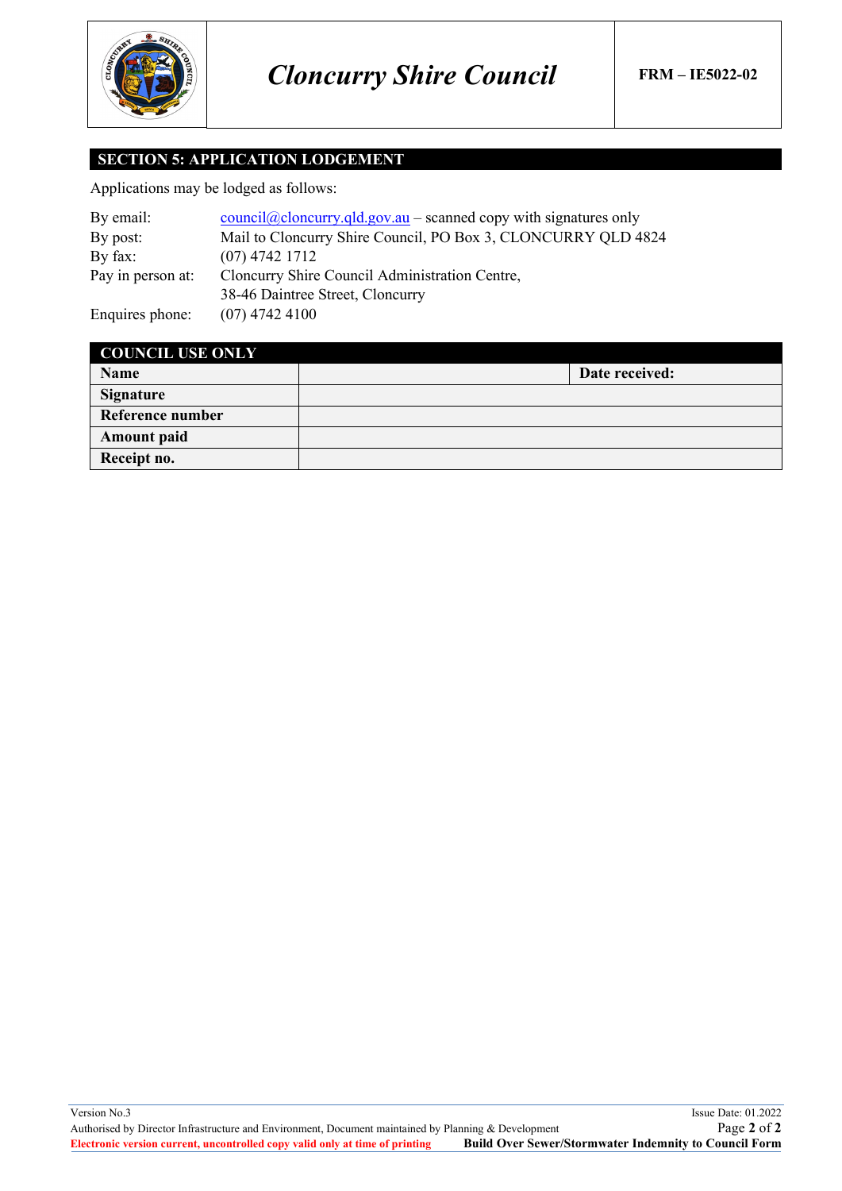## SECTION 5: APPLICATION LODGEMENT

Applications may be lodged as follows:

| | |
|---|---|
| By email: | council@cloncurry.qld.gov.au – scanned copy with signatures only |
| By post: | Mail to Cloncurry Shire Council, PO Box 3, CLONCURRY QLD 4824 |
| By fax: | (07) 4742 1712 |
| Pay in person at: | Cloncurry Shire Council Administration Centre,<br>38-46 Daintree Street, Cloncurry |
| Enquires phone: | (07) 4742 4100 |

| COUNCIL USE ONLY | | |
|---|---|---|
| **Name** | | **Date received:** |
| **Signature** | | |
| **Reference number** | | |
| **Amount paid** | | |
| **Receipt no.** | | |